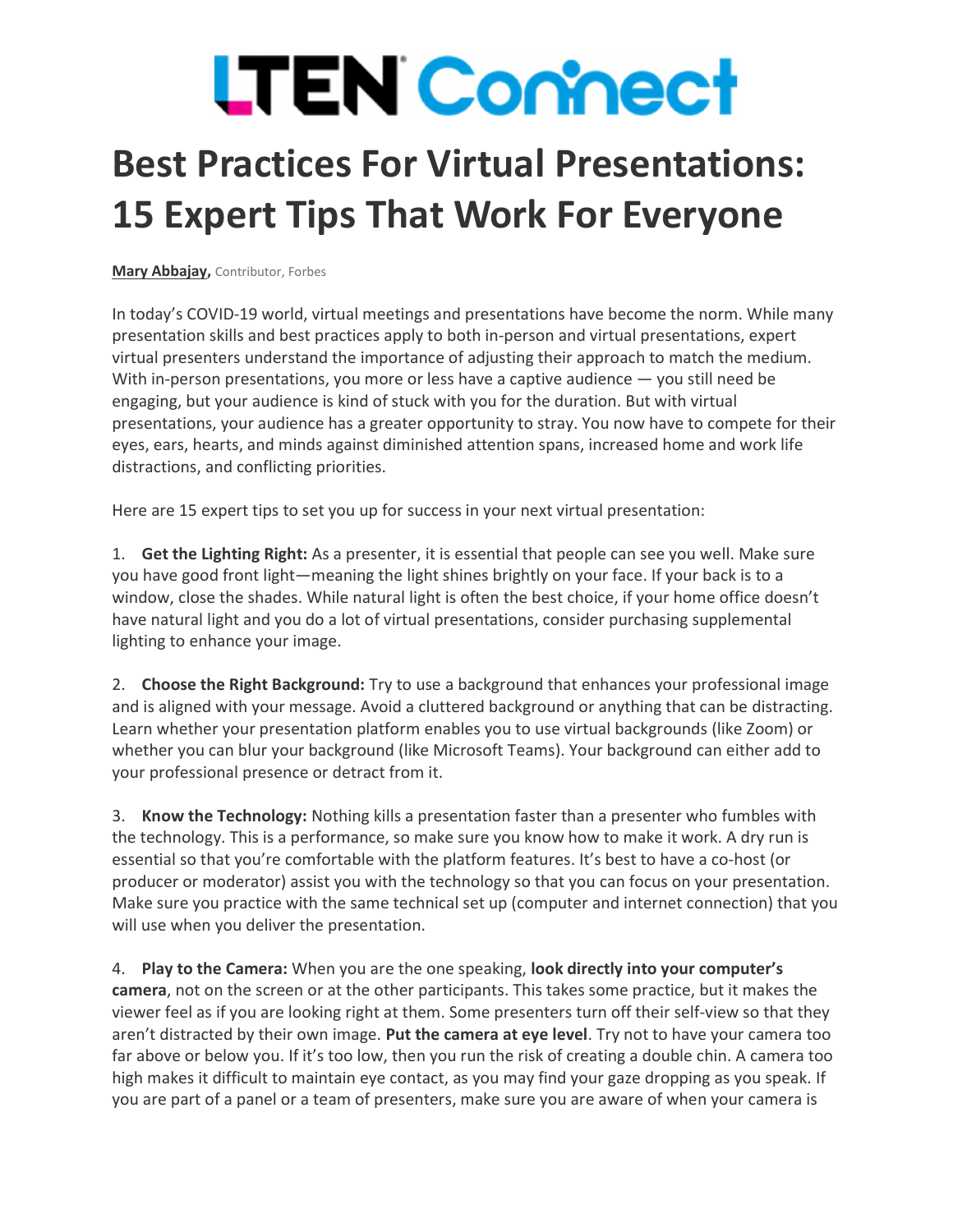# LTEN Connect

# Best Practices For Virtual Presentations: 15 Expert Tips That Work For Everyone

**Mary Abbajay,** Contributor, Forbes

In today's COVID-19 world, virtual meetings and presentations have become the norm. While many presentation skills and best practices apply to both in-person and virtual presentations, expert virtual presenters understand the importance of adjusting their approach to match the medium. With in-person presentations, you more or less have a captive audience — you still need be engaging, but your audience is kind of stuck with you for the duration. But with virtual presentations, your audience has a greater opportunity to stray. You now have to compete for their eyes, ears, hearts, and minds against diminished attention spans, increased home and work life distractions, and conflicting priorities.

Here are 15 expert tips to set you up for success in your next virtual presentation:

1. **Get the Lighting Right:** As a presenter, it is essential that people can see you well. Make sure you have good front light—meaning the light shines brightly on your face. If your back is to a window, close the shades. While natural light is often the best choice, if your home office doesn't have natural light and you do a lot of virtual presentations, consider purchasing supplemental lighting to enhance your image.

2. **Choose the Right Background:** Try to use a background that enhances your professional image and is aligned with your message. Avoid a cluttered background or anything that can be distracting. Learn whether your presentation platform enables you to use virtual backgrounds (like Zoom) or whether you can blur your background (like Microsoft Teams). Your background can either add to your professional presence or detract from it.

3. **Know the Technology:** Nothing kills a presentation faster than a presenter who fumbles with the technology. This is a performance, so make sure you know how to make it work. A dry run is essential so that you're comfortable with the platform features. It's best to have a co-host (or producer or moderator) assist you with the technology so that you can focus on your presentation. Make sure you practice with the same technical set up (computer and internet connection) that you will use when you deliver the presentation.

4. **Play to the Camera:** When you are the one speaking, **look directly into your computer's camera**, not on the screen or at the other participants. This takes some practice, but it makes the viewer feel as if you are looking right at them. Some presenters turn off their self-view so that they aren't distracted by their own image. **Put the camera at eye level**. Try not to have your camera too far above or below you. If it's too low, then you run the risk of creating a double chin. A camera too high makes it difficult to maintain eye contact, as you may find your gaze dropping as you speak. If you are part of a panel or a team of presenters, make sure you are aware of when your camera is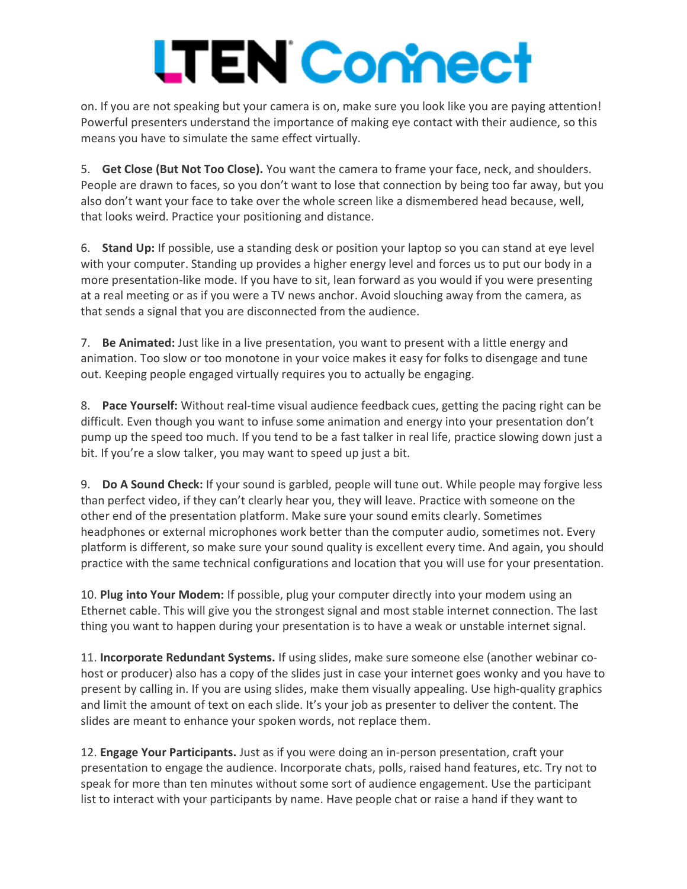on. If you are not speaking but your camera is on, make sure you look like you are paying attention! Powerful presenters understand the importance of making eye contact with their audience, so this means you have to simulate the same effect virtually.

5. **Get Close (But Not Too Close).** You want the camera to frame your face, neck, and shoulders. People are drawn to faces, so you don't want to lose that connection by being too far away, but you also don't want your face to take over the whole screen like a dismembered head because, well, that looks weird. Practice your positioning and distance.

6. **Stand Up:** If possible, use a standing desk or position your laptop so you can stand at eye level with your computer. Standing up provides a higher energy level and forces us to put our body in a more presentation-like mode. If you have to sit, lean forward as you would if you were presenting at a real meeting or as if you were a TV news anchor. Avoid slouching away from the camera, as that sends a signal that you are disconnected from the audience.

7. **Be Animated:** Just like in a live presentation, you want to present with a little energy and animation. Too slow or too monotone in your voice makes it easy for folks to disengage and tune out. Keeping people engaged virtually requires you to actually be engaging.

8. **Pace Yourself:** Without real-time visual audience feedback cues, getting the pacing right can be difficult. Even though you want to infuse some animation and energy into your presentation don't pump up the speed too much. If you tend to be a fast talker in real life, practice slowing down just a bit. If you're a slow talker, you may want to speed up just a bit.

9. **Do A Sound Check:** If your sound is garbled, people will tune out. While people may forgive less than perfect video, if they can't clearly hear you, they will leave. Practice with someone on the other end of the presentation platform. Make sure your sound emits clearly. Sometimes headphones or external microphones work better than the computer audio, sometimes not. Every platform is different, so make sure your sound quality is excellent every time. And again, you should practice with the same technical configurations and location that you will use for your presentation.

10. **Plug into Your Modem:** If possible, plug your computer directly into your modem using an Ethernet cable. This will give you the strongest signal and most stable internet connection. The last thing you want to happen during your presentation is to have a weak or unstable internet signal.

11. **Incorporate Redundant Systems.** If using slides, make sure someone else (another webinar co-host or producer) also has a copy of the slides just in case your internet goes wonky and you have to present by calling in. If you are using slides, make them visually appealing. Use high-quality graphics and limit the amount of text on each slide. It's your job as presenter to deliver the content. The slides are meant to enhance your spoken words, not replace them.

12. **Engage Your Participants.** Just as if you were doing an in-person presentation, craft your presentation to engage the audience. Incorporate chats, polls, raised hand features, etc. Try not to speak for more than ten minutes without some sort of audience engagement. Use the participant list to interact with your participants by name. Have people chat or raise a hand if they want to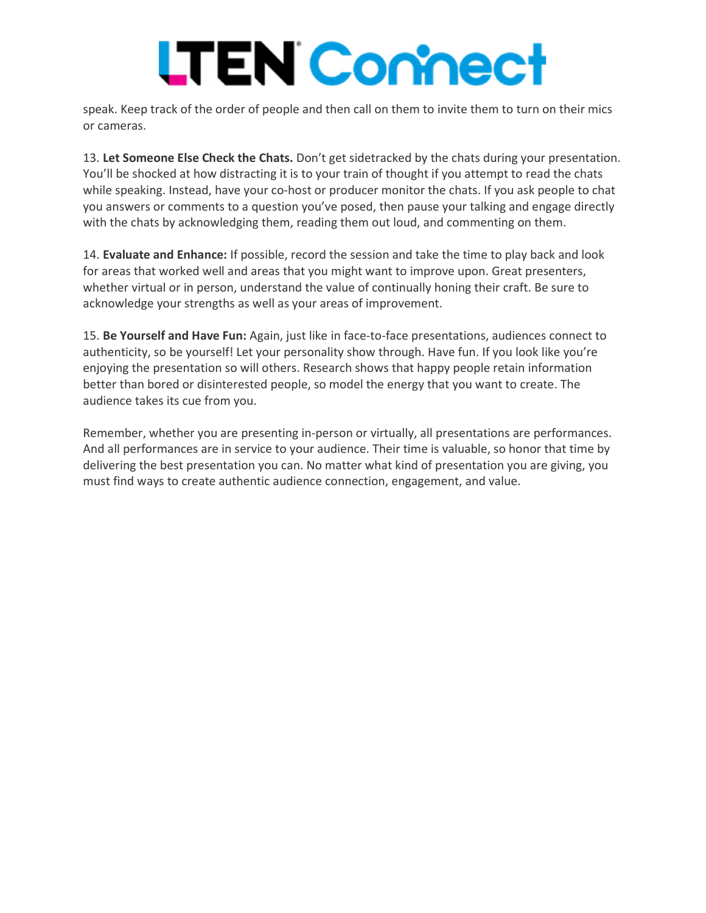speak. Keep track of the order of people and then call on them to invite them to turn on their mics or cameras.

13. **Let Someone Else Check the Chats.** Don't get sidetracked by the chats during your presentation. You'll be shocked at how distracting it is to your train of thought if you attempt to read the chats while speaking. Instead, have your co-host or producer monitor the chats. If you ask people to chat you answers or comments to a question you've posed, then pause your talking and engage directly with the chats by acknowledging them, reading them out loud, and commenting on them.

14. **Evaluate and Enhance:** If possible, record the session and take the time to play back and look for areas that worked well and areas that you might want to improve upon. Great presenters, whether virtual or in person, understand the value of continually honing their craft. Be sure to acknowledge your strengths as well as your areas of improvement.

15. **Be Yourself and Have Fun:** Again, just like in face-to-face presentations, audiences connect to authenticity, so be yourself! Let your personality show through. Have fun. If you look like you're enjoying the presentation so will others. Research shows that happy people retain information better than bored or disinterested people, so model the energy that you want to create. The audience takes its cue from you.

Remember, whether you are presenting in-person or virtually, all presentations are performances. And all performances are in service to your audience. Their time is valuable, so honor that time by delivering the best presentation you can. No matter what kind of presentation you are giving, you must find ways to create authentic audience connection, engagement, and value.